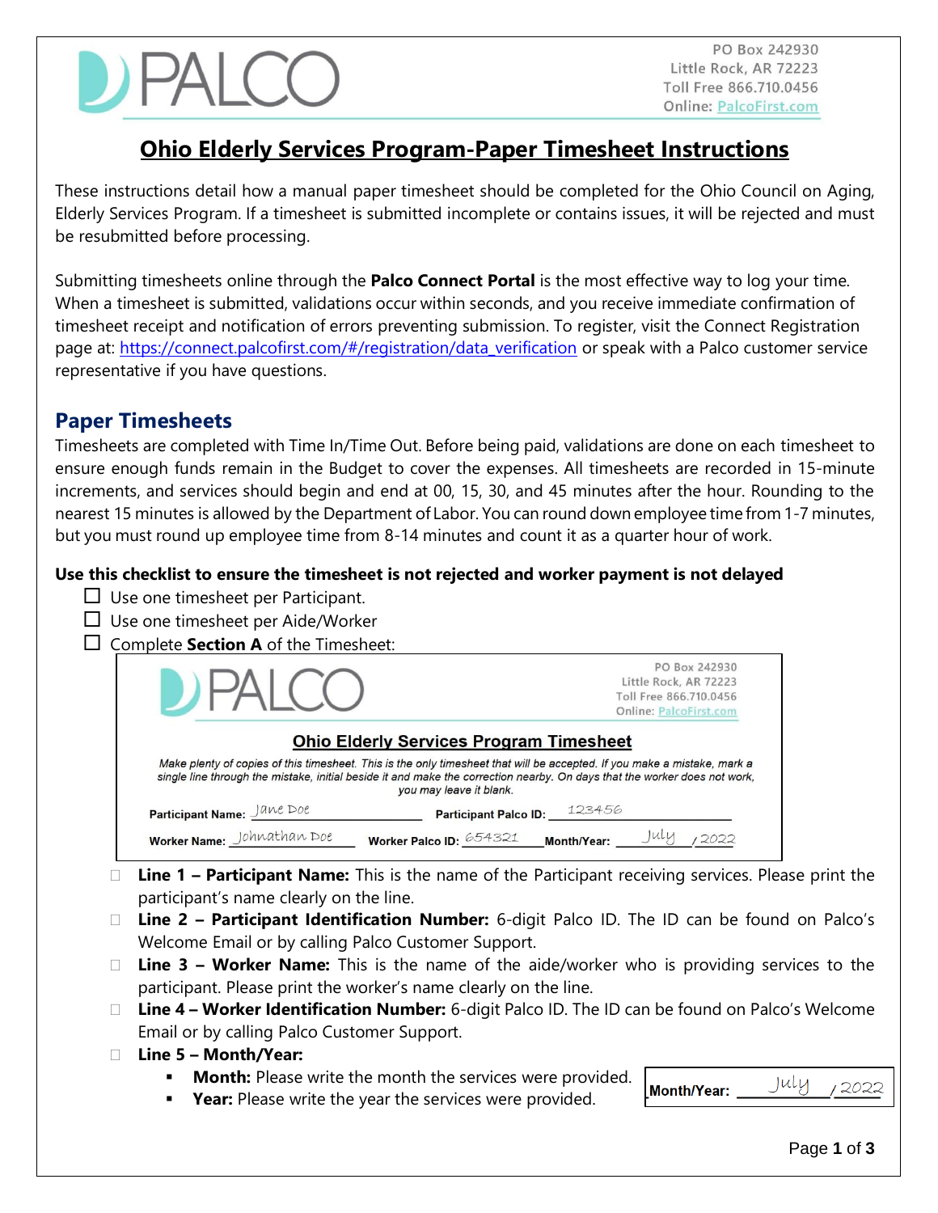PO Box 242930
Little Rock, AR 72223
Toll Free 866.710.0456
Online: PalcoFirst.com

# Ohio Elderly Services Program-Paper Timesheet Instructions

These instructions detail how a manual paper timesheet should be completed for the Ohio Council on Aging, Elderly Services Program. If a timesheet is submitted incomplete or contains issues, it will be rejected and must be resubmitted before processing.

Submitting timesheets online through the **Palco Connect Portal** is the most effective way to log your time. When a timesheet is submitted, validations occur within seconds, and you receive immediate confirmation of timesheet receipt and notification of errors preventing submission. To register, visit the Connect Registration page at: https://connect.palcofirst.com/#/registration/data_verification or speak with a Palco customer service representative if you have questions.

## Paper Timesheets

Timesheets are completed with Time In/Time Out. Before being paid, validations are done on each timesheet to ensure enough funds remain in the Budget to cover the expenses. All timesheets are recorded in 15-minute increments, and services should begin and end at 00, 15, 30, and 45 minutes after the hour. Rounding to the nearest 15 minutes is allowed by the Department of Labor. You can round down employee time from 1-7 minutes, but you must round up employee time from 8-14 minutes and count it as a quarter hour of work.

**Use this checklist to ensure the timesheet is not rejected and worker payment is not delayed**

- ☐ Use one timesheet per Participant.
- ☐ Use one timesheet per Aide/Worker
- ☐ Complete **Section A** of the Timesheet:

> PO Box 242930
> Little Rock, AR 72223
> Toll Free 866.710.0456
> Online: PalcoFirst.com
>
> **Ohio Elderly Services Program Timesheet**
>
> *Make plenty of copies of this timesheet. This is the only timesheet that will be accepted. If you make a mistake, mark a single line through the mistake, initial beside it and make the correction nearby. On days that the worker does not work, you may leave it blank.*
>
> **Participant Name:** Jane Doe **Participant Palco ID:** 123456
>
> **Worker Name:** Johnathan Doe **Worker Palco ID:** 654321 **Month/Year:** July / 2022

- ☐ **Line 1 – Participant Name:** This is the name of the Participant receiving services. Please print the participant's name clearly on the line.
- ☐ **Line 2 – Participant Identification Number:** 6-digit Palco ID. The ID can be found on Palco's Welcome Email or by calling Palco Customer Support.
- ☐ **Line 3 – Worker Name:** This is the name of the aide/worker who is providing services to the participant. Please print the worker's name clearly on the line.
- ☐ **Line 4 – Worker Identification Number:** 6-digit Palco ID. The ID can be found on Palco's Welcome Email or by calling Palco Customer Support.
- ☐ **Line 5 – Month/Year:**
  - **Month:** Please write the month the services were provided.
  - **Year:** Please write the year the services were provided.

> **Month/Year:** July / 2022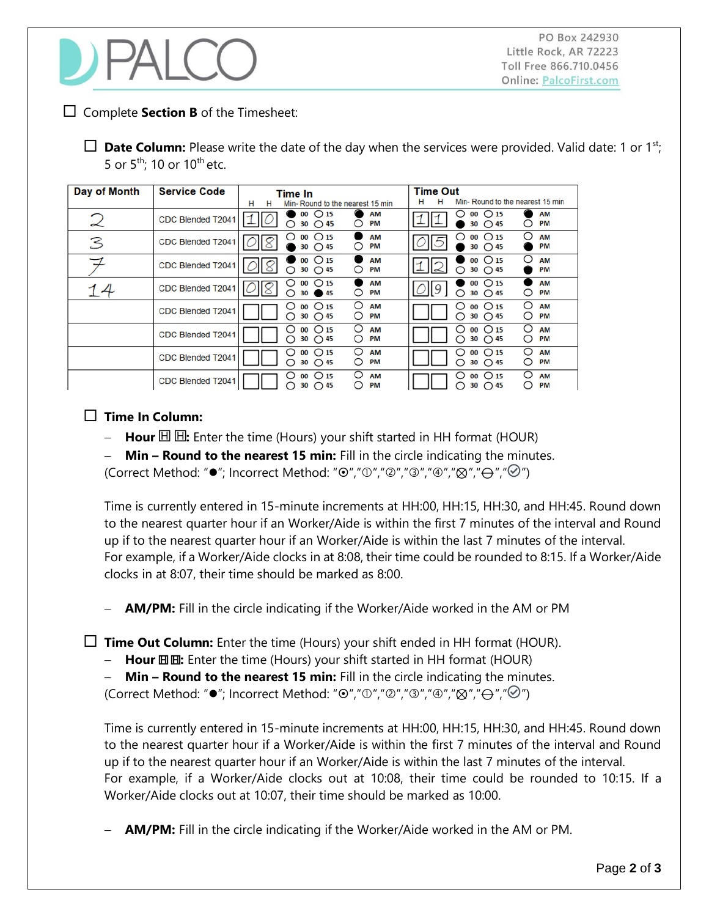PALCO

PO Box 242930
Little Rock, AR 72223
Toll Free 866.710.0456
Online: PalcoFirst.com

☐ Complete **Section B** of the Timesheet:

☐ **Date Column:** Please write the date of the day when the services were provided. Valid date: 1 or 1st; 5 or 5th; 10 or 10th etc.

| Day of Month | Service Code | Time In H H | Min- Round to the nearest 15 min | AM/PM | Time Out H H | Min- Round to the nearest 15 min | AM/PM |
|---|---|---|---|---|---|---|---|
| 2 | CDC Blended T2041 | 1 0 | ● 00 ○ 15 ○ 30 ○ 45 | ● AM ○ PM | 1 1 | ○ 00 ○ 15 ● 30 ○ 45 | ● AM ○ PM |
| 3 | CDC Blended T2041 | 0 8 | ○ 00 ○ 15 ● 30 ○ 45 | ● AM ○ PM | 0 5 | ○ 00 ○ 15 ● 30 ○ 45 | ○ AM ● PM |
| 7 | CDC Blended T2041 | 0 8 | ● 00 ○ 15 ○ 30 ○ 45 | ● AM ○ PM | 1 2 | ● 00 ○ 15 ○ 30 ○ 45 | ○ AM ● PM |
| 14 | CDC Blended T2041 | 0 8 | ○ 00 ○ 15 ○ 30 ● 45 | ● AM ○ PM | 0 9 | ● 00 ○ 15 ○ 30 ○ 45 | ● AM ○ PM |
| | CDC Blended T2041 | | ○ 00 ○ 15 ○ 30 ○ 45 | ○ AM ○ PM | | ○ 00 ○ 15 ○ 30 ○ 45 | ○ AM ○ PM |
| | CDC Blended T2041 | | ○ 00 ○ 15 ○ 30 ○ 45 | ○ AM ○ PM | | ○ 00 ○ 15 ○ 30 ○ 45 | ○ AM ○ PM |
| | CDC Blended T2041 | | ○ 00 ○ 15 ○ 30 ○ 45 | ○ AM ○ PM | | ○ 00 ○ 15 ○ 30 ○ 45 | ○ AM ○ PM |
| | CDC Blended T2041 | | ○ 00 ○ 15 ○ 30 ○ 45 | ○ AM ○ PM | | ○ 00 ○ 15 ○ 30 ○ 45 | ○ AM ○ PM |

☐ **Time In Column:**

– **Hour ⊞ ⊞:** Enter the time (Hours) your shift started in HH format (HOUR)

– **Min – Round to the nearest 15 min:** Fill in the circle indicating the minutes.

(Correct Method: "●"; Incorrect Method: "⊙","①","②","③","④","⊗","⊖","✓")

Time is currently entered in 15-minute increments at HH:00, HH:15, HH:30, and HH:45. Round down to the nearest quarter hour if an Worker/Aide is within the first 7 minutes of the interval and Round up if to the nearest quarter hour if an Worker/Aide is within the last 7 minutes of the interval.
For example, if a Worker/Aide clocks in at 8:08, their time could be rounded to 8:15. If a Worker/Aide clocks in at 8:07, their time should be marked as 8:00.

– **AM/PM:** Fill in the circle indicating if the Worker/Aide worked in the AM or PM

☐ **Time Out Column:** Enter the time (Hours) your shift ended in HH format (HOUR).

– **Hour ⊞ ⊞:** Enter the time (Hours) your shift started in HH format (HOUR)

– **Min – Round to the nearest 15 min:** Fill in the circle indicating the minutes.

(Correct Method: "●"; Incorrect Method: "⊙","①","②","③","④","⊗","⊖","✓")

Time is currently entered in 15-minute increments at HH:00, HH:15, HH:30, and HH:45. Round down to the nearest quarter hour if a Worker/Aide is within the first 7 minutes of the interval and Round up if to the nearest quarter hour if an Worker/Aide is within the last 7 minutes of the interval.
For example, if a Worker/Aide clocks out at 10:08, their time could be rounded to 10:15. If a Worker/Aide clocks out at 10:07, their time should be marked as 10:00.

– **AM/PM:** Fill in the circle indicating if the Worker/Aide worked in the AM or PM.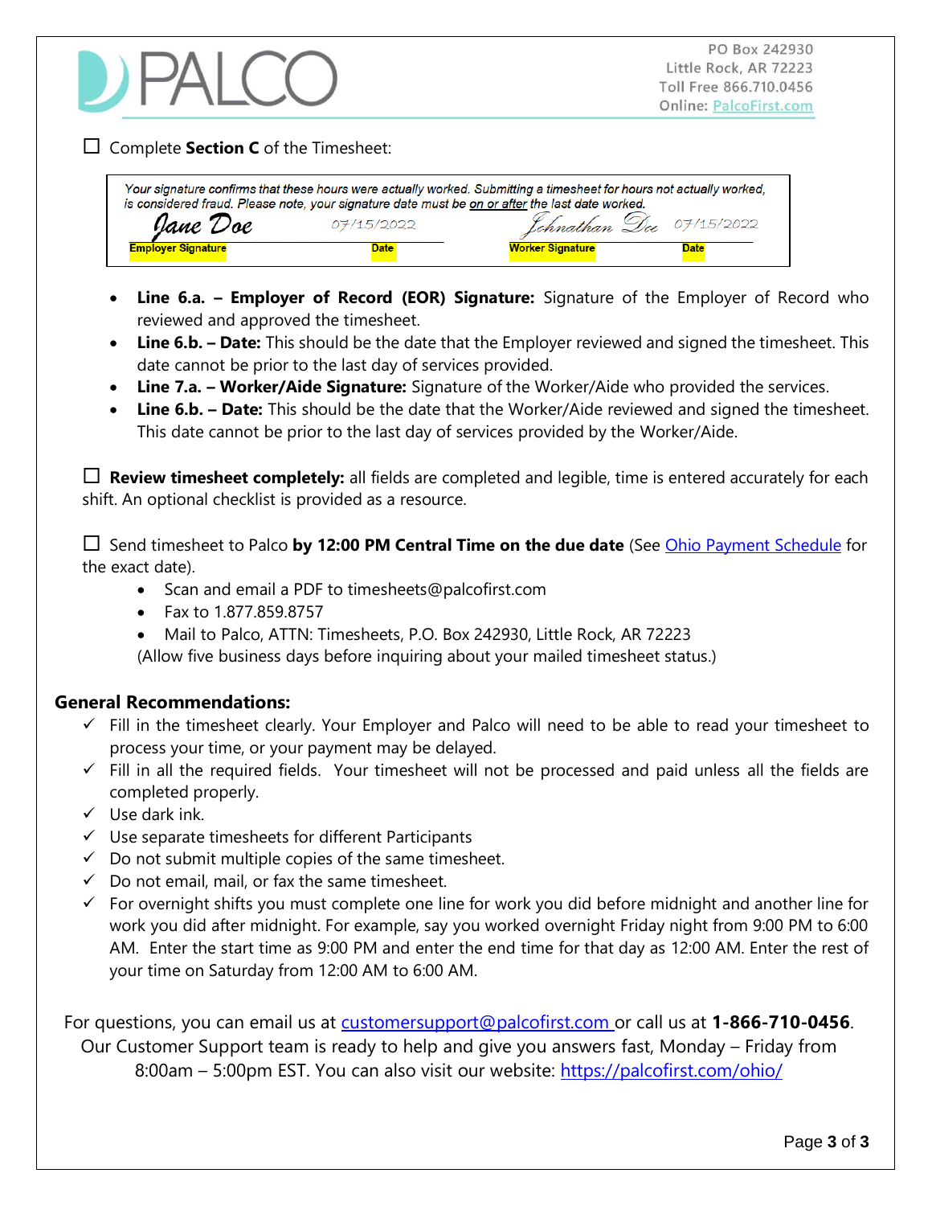PALCO

PO Box 242930
Little Rock, AR 72223
Toll Free 866.710.0456
Online: PalcoFirst.com

☐ Complete **Section C** of the Timesheet:

*Your signature confirms that these hours were actually worked. Submitting a timesheet for hours not actually worked, is considered fraud. Please note, your signature date must be on or after the last date worked.*

| Jane Doe | 07/15/2022 | Johnathan Doe | 07/15/2022 |
|---|---|---|---|
| **Employer Signature** | **Date** | **Worker Signature** | **Date** |

- **Line 6.a. – Employer of Record (EOR) Signature:** Signature of the Employer of Record who reviewed and approved the timesheet.
- **Line 6.b. – Date:** This should be the date that the Employer reviewed and signed the timesheet. This date cannot be prior to the last day of services provided.
- **Line 7.a. – Worker/Aide Signature:** Signature of the Worker/Aide who provided the services.
- **Line 6.b. – Date:** This should be the date that the Worker/Aide reviewed and signed the timesheet. This date cannot be prior to the last day of services provided by the Worker/Aide.

☐ **Review timesheet completely:** all fields are completed and legible, time is entered accurately for each shift. An optional checklist is provided as a resource.

☐ Send timesheet to Palco **by 12:00 PM Central Time on the due date** (See Ohio Payment Schedule for the exact date).

- Scan and email a PDF to timesheets@palcofirst.com
- Fax to 1.877.859.8757
- Mail to Palco, ATTN: Timesheets, P.O. Box 242930, Little Rock, AR 72223

(Allow five business days before inquiring about your mailed timesheet status.)

## General Recommendations:

- ✓ Fill in the timesheet clearly. Your Employer and Palco will need to be able to read your timesheet to process your time, or your payment may be delayed.
- ✓ Fill in all the required fields. Your timesheet will not be processed and paid unless all the fields are completed properly.
- ✓ Use dark ink.
- ✓ Use separate timesheets for different Participants
- ✓ Do not submit multiple copies of the same timesheet.
- ✓ Do not email, mail, or fax the same timesheet.
- ✓ For overnight shifts you must complete one line for work you did before midnight and another line for work you did after midnight. For example, say you worked overnight Friday night from 9:00 PM to 6:00 AM. Enter the start time as 9:00 PM and enter the end time for that day as 12:00 AM. Enter the rest of your time on Saturday from 12:00 AM to 6:00 AM.

For questions, you can email us at customersupport@palcofirst.com or call us at **1-866-710-0456**. Our Customer Support team is ready to help and give you answers fast, Monday – Friday from 8:00am – 5:00pm EST. You can also visit our website: https://palcofirst.com/ohio/